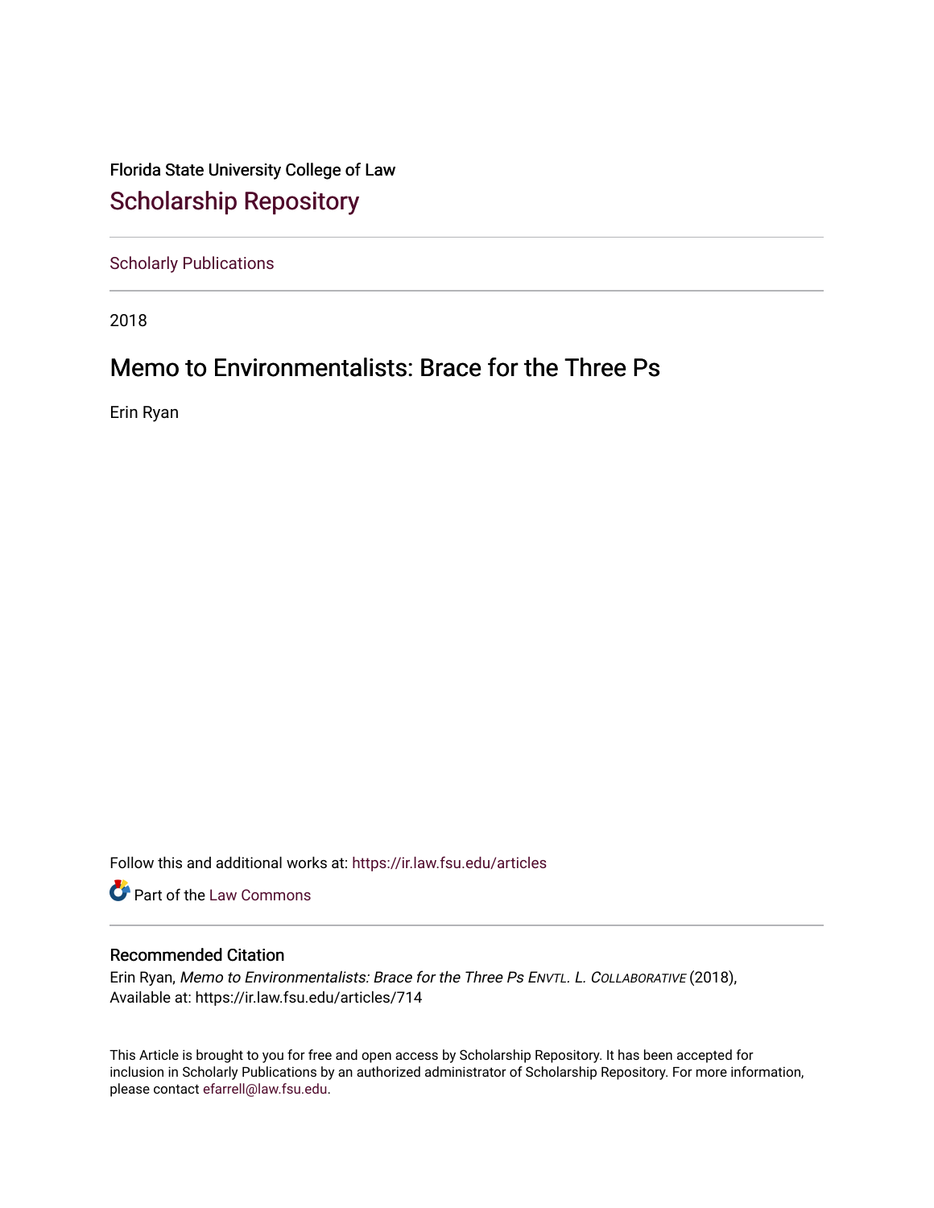Florida State University College of Law

# Scholarship Repository

Scholarly Publications

2018

## Memo to Environmentalists: Brace for the Three Ps

Erin Ryan

Follow this and additional works at: https://ir.law.fsu.edu/articles

Part of the Law Commons

### Recommended Citation

Erin Ryan, *Memo to Environmentalists: Brace for the Three Ps* ENVTL. L. COLLABORATIVE (2018), Available at: https://ir.law.fsu.edu/articles/714

This Article is brought to you for free and open access by Scholarship Repository. It has been accepted for inclusion in Scholarly Publications by an authorized administrator of Scholarship Repository. For more information, please contact efarrell@law.fsu.edu.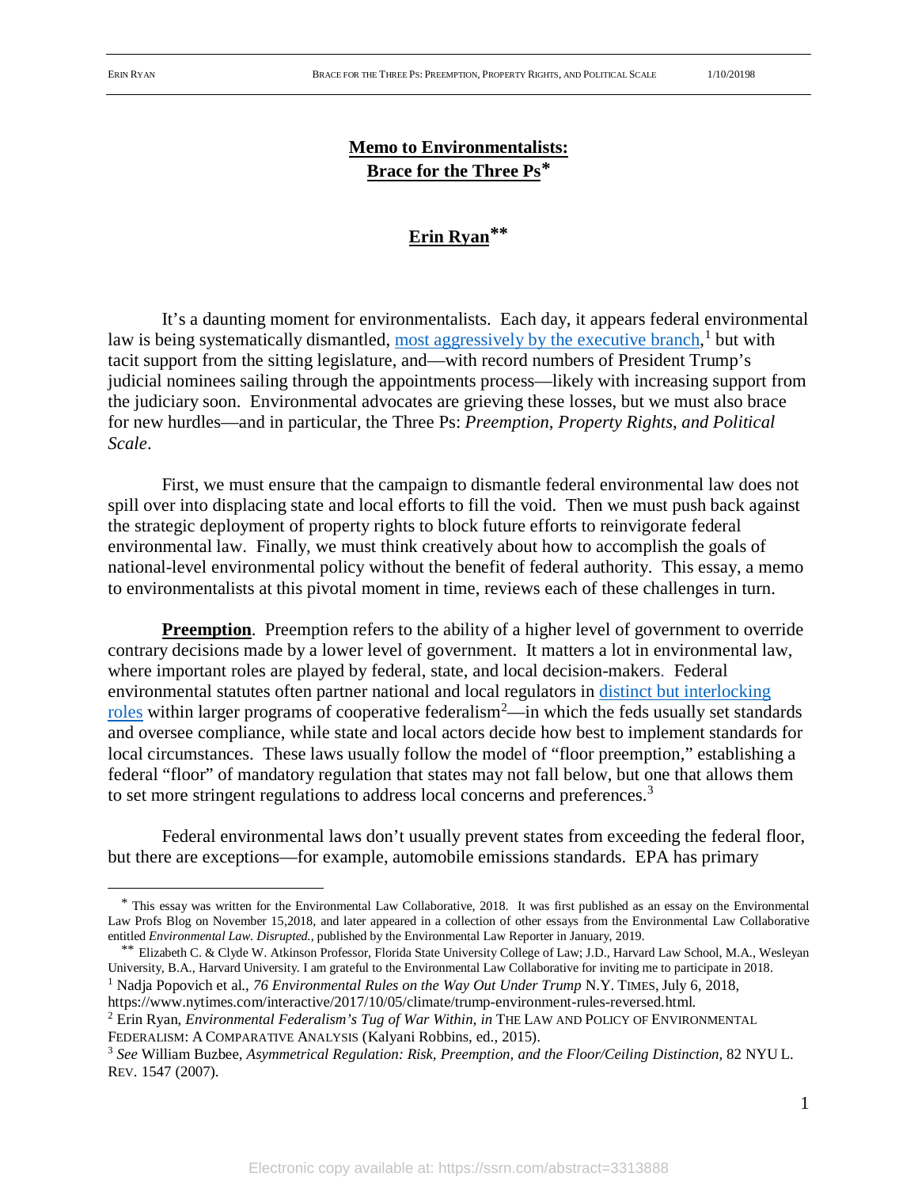**Memo to Environmentalists: Brace for the Three Ps***

**Erin Ryan****

It's a daunting moment for environmentalists. Each day, it appears federal environmental law is being systematically dismantled, most aggressively by the executive branch,[1] but with tacit support from the sitting legislature, and—with record numbers of President Trump's judicial nominees sailing through the appointments process—likely with increasing support from the judiciary soon. Environmental advocates are grieving these losses, but we must also brace for new hurdles—and in particular, the Three Ps: *Preemption, Property Rights, and Political Scale*.

First, we must ensure that the campaign to dismantle federal environmental law does not spill over into displacing state and local efforts to fill the void. Then we must push back against the strategic deployment of property rights to block future efforts to reinvigorate federal environmental law. Finally, we must think creatively about how to accomplish the goals of national-level environmental policy without the benefit of federal authority. This essay, a memo to environmentalists at this pivotal moment in time, reviews each of these challenges in turn.

**Preemption**. Preemption refers to the ability of a higher level of government to override contrary decisions made by a lower level of government. It matters a lot in environmental law, where important roles are played by federal, state, and local decision-makers. Federal environmental statutes often partner national and local regulators in distinct but interlocking roles within larger programs of cooperative federalism[2]—in which the feds usually set standards and oversee compliance, while state and local actors decide how best to implement standards for local circumstances. These laws usually follow the model of "floor preemption," establishing a federal "floor" of mandatory regulation that states may not fall below, but one that allows them to set more stringent regulations to address local concerns and preferences.[3]

Federal environmental laws don't usually prevent states from exceeding the federal floor, but there are exceptions—for example, automobile emissions standards. EPA has primary

---

* This essay was written for the Environmental Law Collaborative, 2018. It was first published as an essay on the Environmental Law Profs Blog on November 15,2018, and later appeared in a collection of other essays from the Environmental Law Collaborative entitled *Environmental Law. Disrupted.*, published by the Environmental Law Reporter in January, 2019.

** Elizabeth C. & Clyde W. Atkinson Professor, Florida State University College of Law; J.D., Harvard Law School, M.A., Wesleyan University, B.A., Harvard University. I am grateful to the Environmental Law Collaborative for inviting me to participate in 2018.

[1] Nadja Popovich et al., *76 Environmental Rules on the Way Out Under Trump* N.Y. TIMES, July 6, 2018, https://www.nytimes.com/interactive/2017/10/05/climate/trump-environment-rules-reversed.html.

[2] Erin Ryan, *Environmental Federalism's Tug of War Within, in* THE LAW AND POLICY OF ENVIRONMENTAL FEDERALISM: A COMPARATIVE ANALYSIS (Kalyani Robbins, ed., 2015).

[3] *See* William Buzbee, *Asymmetrical Regulation: Risk, Preemption, and the Floor/Ceiling Distinction,* 82 NYU L. REV. 1547 (2007).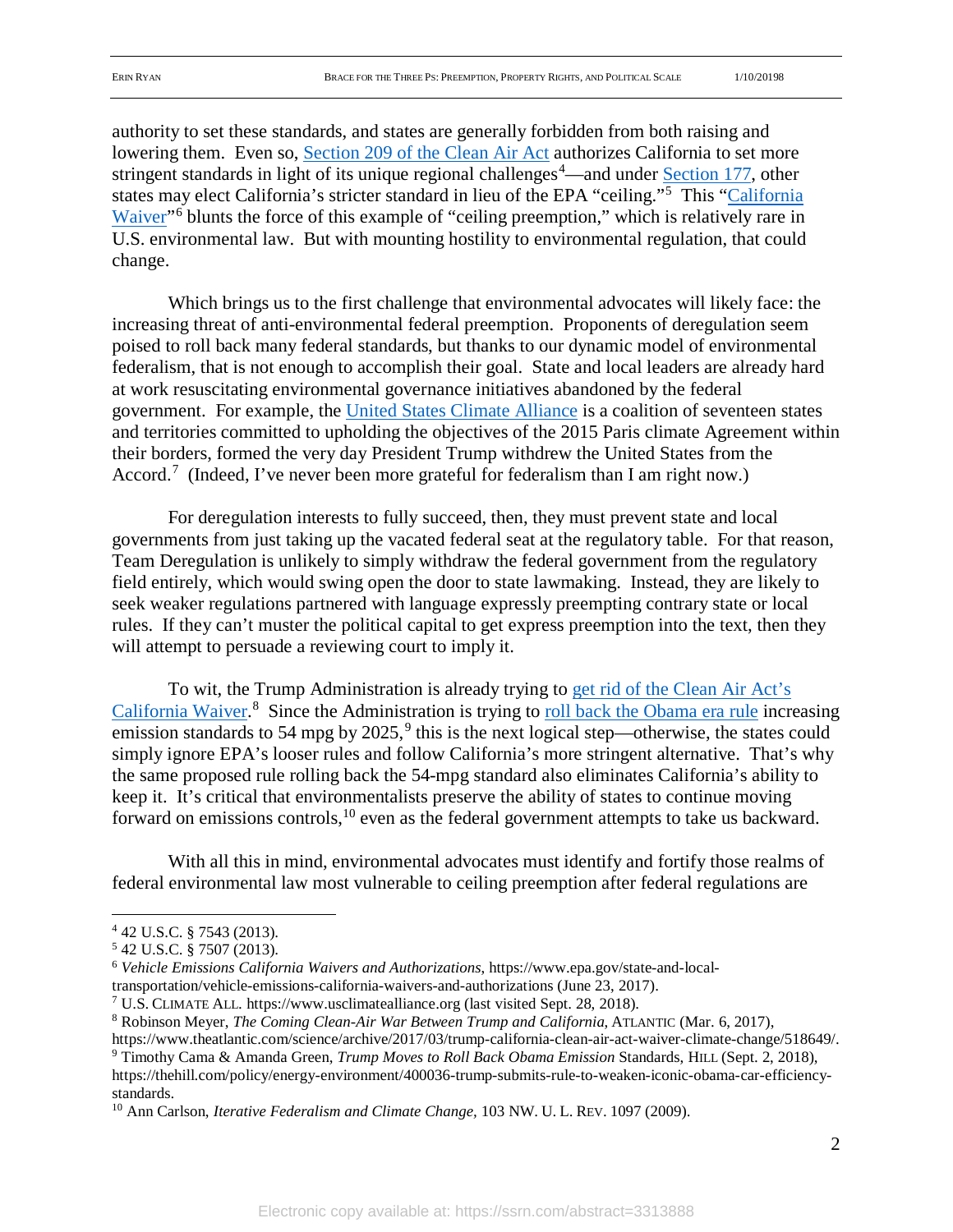authority to set these standards, and states are generally forbidden from both raising and lowering them. Even so, Section 209 of the Clean Air Act authorizes California to set more stringent standards in light of its unique regional challenges[4]—and under Section 177, other states may elect California's stricter standard in lieu of the EPA "ceiling."[5] This "California Waiver"[6] blunts the force of this example of "ceiling preemption," which is relatively rare in U.S. environmental law. But with mounting hostility to environmental regulation, that could change.

Which brings us to the first challenge that environmental advocates will likely face: the increasing threat of anti-environmental federal preemption. Proponents of deregulation seem poised to roll back many federal standards, but thanks to our dynamic model of environmental federalism, that is not enough to accomplish their goal. State and local leaders are already hard at work resuscitating environmental governance initiatives abandoned by the federal government. For example, the United States Climate Alliance is a coalition of seventeen states and territories committed to upholding the objectives of the 2015 Paris climate Agreement within their borders, formed the very day President Trump withdrew the United States from the Accord.[7] (Indeed, I've never been more grateful for federalism than I am right now.)

For deregulation interests to fully succeed, then, they must prevent state and local governments from just taking up the vacated federal seat at the regulatory table. For that reason, Team Deregulation is unlikely to simply withdraw the federal government from the regulatory field entirely, which would swing open the door to state lawmaking. Instead, they are likely to seek weaker regulations partnered with language expressly preempting contrary state or local rules. If they can't muster the political capital to get express preemption into the text, then they will attempt to persuade a reviewing court to imply it.

To wit, the Trump Administration is already trying to get rid of the Clean Air Act's California Waiver.[8] Since the Administration is trying to roll back the Obama era rule increasing emission standards to 54 mpg by 2025,[9] this is the next logical step—otherwise, the states could simply ignore EPA's looser rules and follow California's more stringent alternative. That's why the same proposed rule rolling back the 54-mpg standard also eliminates California's ability to keep it. It's critical that environmentalists preserve the ability of states to continue moving forward on emissions controls,[10] even as the federal government attempts to take us backward.

With all this in mind, environmental advocates must identify and fortify those realms of federal environmental law most vulnerable to ceiling preemption after federal regulations are

---

[4] 42 U.S.C. § 7543 (2013).

[5] 42 U.S.C. § 7507 (2013).

[6] *Vehicle Emissions California Waivers and Authorizations*, https://www.epa.gov/state-and-local-transportation/vehicle-emissions-california-waivers-and-authorizations (June 23, 2017).

[7] U.S. CLIMATE ALL. https://www.usclimatealliance.org (last visited Sept. 28, 2018).

[8] Robinson Meyer, *The Coming Clean-Air War Between Trump and California*, ATLANTIC (Mar. 6, 2017), https://www.theatlantic.com/science/archive/2017/03/trump-california-clean-air-act-waiver-climate-change/518649/.

[9] Timothy Cama & Amanda Green, *Trump Moves to Roll Back Obama Emission* Standards, HILL (Sept. 2, 2018), https://thehill.com/policy/energy-environment/400036-trump-submits-rule-to-weaken-iconic-obama-car-efficiency-standards.

[10] Ann Carlson, *Iterative Federalism and Climate Change*, 103 NW. U. L. REV. 1097 (2009).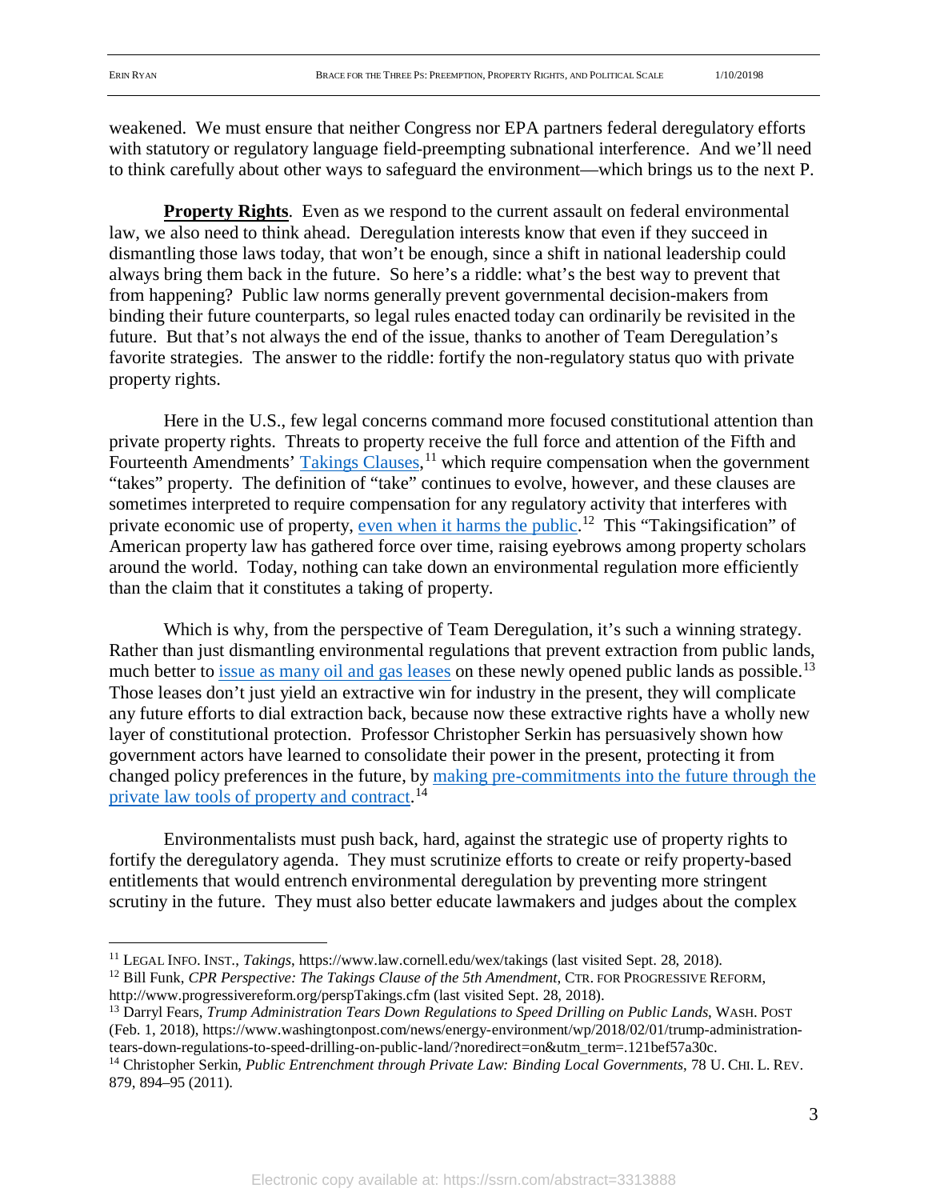weakened. We must ensure that neither Congress nor EPA partners federal deregulatory efforts with statutory or regulatory language field-preempting subnational interference. And we'll need to think carefully about other ways to safeguard the environment—which brings us to the next P.

**Property Rights**. Even as we respond to the current assault on federal environmental law, we also need to think ahead. Deregulation interests know that even if they succeed in dismantling those laws today, that won't be enough, since a shift in national leadership could always bring them back in the future. So here's a riddle: what's the best way to prevent that from happening? Public law norms generally prevent governmental decision-makers from binding their future counterparts, so legal rules enacted today can ordinarily be revisited in the future. But that's not always the end of the issue, thanks to another of Team Deregulation's favorite strategies. The answer to the riddle: fortify the non-regulatory status quo with private property rights.

Here in the U.S., few legal concerns command more focused constitutional attention than private property rights. Threats to property receive the full force and attention of the Fifth and Fourteenth Amendments' Takings Clauses,[11] which require compensation when the government "takes" property. The definition of "take" continues to evolve, however, and these clauses are sometimes interpreted to require compensation for any regulatory activity that interferes with private economic use of property, even when it harms the public.[12] This "Takingsification" of American property law has gathered force over time, raising eyebrows among property scholars around the world. Today, nothing can take down an environmental regulation more efficiently than the claim that it constitutes a taking of property.

Which is why, from the perspective of Team Deregulation, it's such a winning strategy. Rather than just dismantling environmental regulations that prevent extraction from public lands, much better to issue as many oil and gas leases on these newly opened public lands as possible.[13] Those leases don't just yield an extractive win for industry in the present, they will complicate any future efforts to dial extraction back, because now these extractive rights have a wholly new layer of constitutional protection. Professor Christopher Serkin has persuasively shown how government actors have learned to consolidate their power in the present, protecting it from changed policy preferences in the future, by making pre-commitments into the future through the private law tools of property and contract.[14]

Environmentalists must push back, hard, against the strategic use of property rights to fortify the deregulatory agenda. They must scrutinize efforts to create or reify property-based entitlements that would entrench environmental deregulation by preventing more stringent scrutiny in the future. They must also better educate lawmakers and judges about the complex

---

[11] LEGAL INFO. INST., *Takings*, https://www.law.cornell.edu/wex/takings (last visited Sept. 28, 2018).

[12] Bill Funk, *CPR Perspective: The Takings Clause of the 5th Amendment*, CTR. FOR PROGRESSIVE REFORM, http://www.progressivereform.org/perspTakings.cfm (last visited Sept. 28, 2018).

[13] Darryl Fears, *Trump Administration Tears Down Regulations to Speed Drilling on Public Lands*, WASH. POST (Feb. 1, 2018), https://www.washingtonpost.com/news/energy-environment/wp/2018/02/01/trump-administration-tears-down-regulations-to-speed-drilling-on-public-land/?noredirect=on&utm_term=.121bef57a30c.

[14] Christopher Serkin, *Public Entrenchment through Private Law: Binding Local Governments*, 78 U. CHI. L. REV. 879, 894–95 (2011).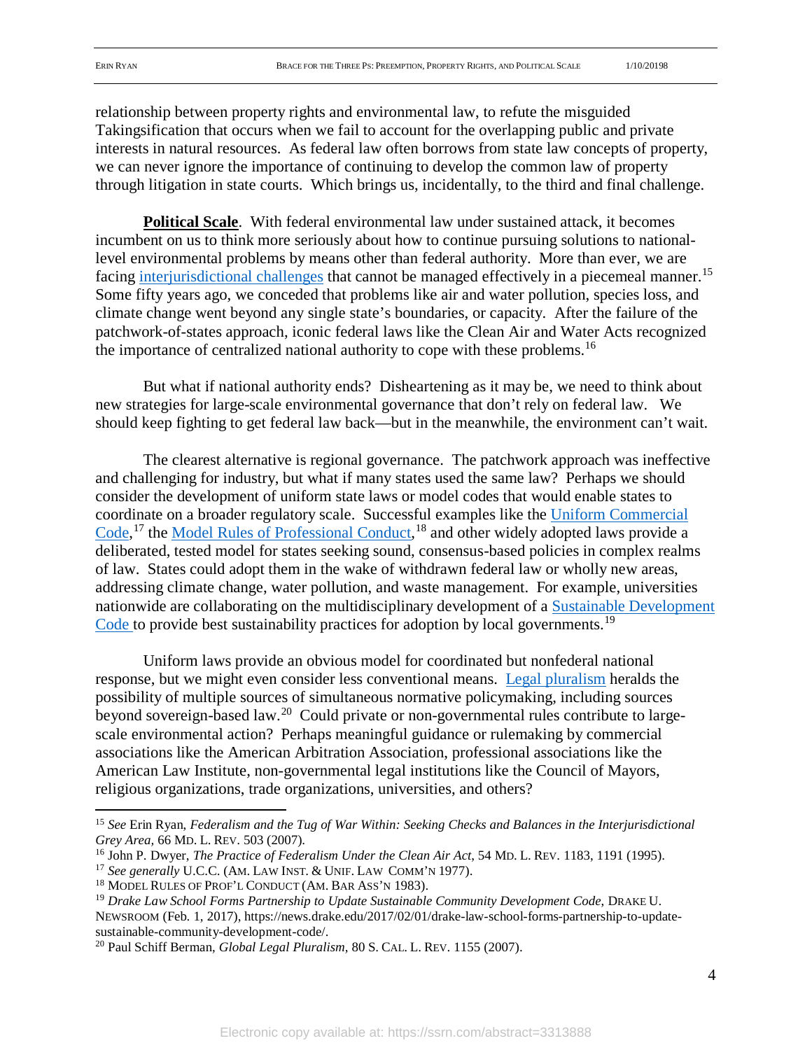relationship between property rights and environmental law, to refute the misguided Takingsification that occurs when we fail to account for the overlapping public and private interests in natural resources. As federal law often borrows from state law concepts of property, we can never ignore the importance of continuing to develop the common law of property through litigation in state courts. Which brings us, incidentally, to the third and final challenge.

**Political Scale**. With federal environmental law under sustained attack, it becomes incumbent on us to think more seriously about how to continue pursuing solutions to national-level environmental problems by means other than federal authority. More than ever, we are facing interjurisdictional challenges that cannot be managed effectively in a piecemeal manner.[15] Some fifty years ago, we conceded that problems like air and water pollution, species loss, and climate change went beyond any single state's boundaries, or capacity. After the failure of the patchwork-of-states approach, iconic federal laws like the Clean Air and Water Acts recognized the importance of centralized national authority to cope with these problems.[16]

But what if national authority ends? Disheartening as it may be, we need to think about new strategies for large-scale environmental governance that don't rely on federal law. We should keep fighting to get federal law back—but in the meanwhile, the environment can't wait.

The clearest alternative is regional governance. The patchwork approach was ineffective and challenging for industry, but what if many states used the same law? Perhaps we should consider the development of uniform state laws or model codes that would enable states to coordinate on a broader regulatory scale. Successful examples like the Uniform Commercial Code,[17] the Model Rules of Professional Conduct,[18] and other widely adopted laws provide a deliberated, tested model for states seeking sound, consensus-based policies in complex realms of law. States could adopt them in the wake of withdrawn federal law or wholly new areas, addressing climate change, water pollution, and waste management. For example, universities nationwide are collaborating on the multidisciplinary development of a Sustainable Development Code to provide best sustainability practices for adoption by local governments.[19]

Uniform laws provide an obvious model for coordinated but nonfederal national response, but we might even consider less conventional means. Legal pluralism heralds the possibility of multiple sources of simultaneous normative policymaking, including sources beyond sovereign-based law.[20] Could private or non-governmental rules contribute to large-scale environmental action? Perhaps meaningful guidance or rulemaking by commercial associations like the American Arbitration Association, professional associations like the American Law Institute, non-governmental legal institutions like the Council of Mayors, religious organizations, trade organizations, universities, and others?

---

[15] *See* Erin Ryan, *Federalism and the Tug of War Within: Seeking Checks and Balances in the Interjurisdictional Grey Area*, 66 MD. L. REV. 503 (2007).

[16] John P. Dwyer, *The Practice of Federalism Under the Clean Air Act*, 54 MD. L. REV. 1183, 1191 (1995).

[17] *See generally* U.C.C. (AM. LAW INST. & UNIF. LAW COMM'N 1977).

[18] MODEL RULES OF PROF'L CONDUCT (AM. BAR ASS'N 1983).

[19] *Drake Law School Forms Partnership to Update Sustainable Community Development Code*, DRAKE U. NEWSROOM (Feb. 1, 2017), https://news.drake.edu/2017/02/01/drake-law-school-forms-partnership-to-update-sustainable-community-development-code/.

[20] Paul Schiff Berman, *Global Legal Pluralism*, 80 S. CAL. L. REV. 1155 (2007).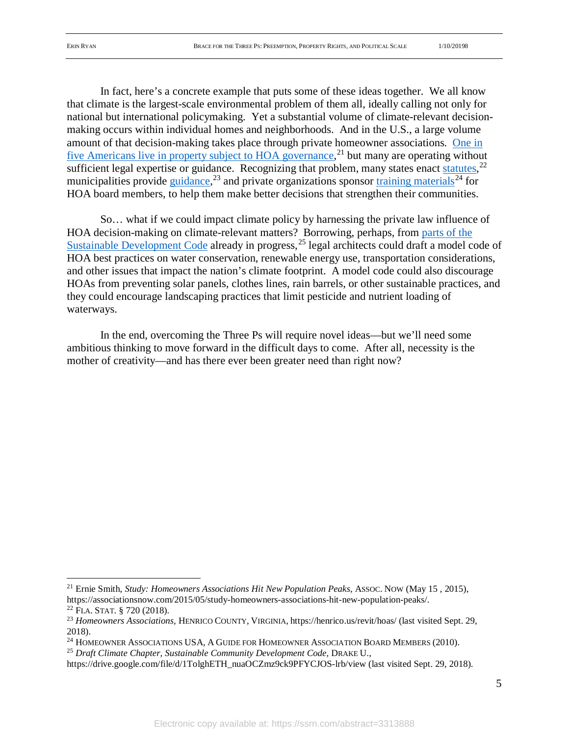In fact, here's a concrete example that puts some of these ideas together. We all know that climate is the largest-scale environmental problem of them all, ideally calling not only for national but international policymaking. Yet a substantial volume of climate-relevant decision-making occurs within individual homes and neighborhoods. And in the U.S., a large volume amount of that decision-making takes place through private homeowner associations. One in five Americans live in property subject to HOA governance,[21] but many are operating without sufficient legal expertise or guidance. Recognizing that problem, many states enact statutes,[22] municipalities provide guidance,[23] and private organizations sponsor training materials[24] for HOA board members, to help them make better decisions that strengthen their communities.

So… what if we could impact climate policy by harnessing the private law influence of HOA decision-making on climate-relevant matters? Borrowing, perhaps, from parts of the Sustainable Development Code already in progress,[25] legal architects could draft a model code of HOA best practices on water conservation, renewable energy use, transportation considerations, and other issues that impact the nation's climate footprint. A model code could also discourage HOAs from preventing solar panels, clothes lines, rain barrels, or other sustainable practices, and they could encourage landscaping practices that limit pesticide and nutrient loading of waterways.

In the end, overcoming the Three Ps will require novel ideas—but we'll need some ambitious thinking to move forward in the difficult days to come. After all, necessity is the mother of creativity—and has there ever been greater need than right now?

---

[21] Ernie Smith, *Study: Homeowners Associations Hit New Population Peaks*, ASSOC. NOW (May 15 , 2015), https://associationsnow.com/2015/05/study-homeowners-associations-hit-new-population-peaks/.

[22] FLA. STAT. § 720 (2018).

[23] *Homeowners Associations*, HENRICO COUNTY, VIRGINIA, https://henrico.us/revit/hoas/ (last visited Sept. 29, 2018).

[24] HOMEOWNER ASSOCIATIONS USA, A GUIDE FOR HOMEOWNER ASSOCIATION BOARD MEMBERS (2010).

[25] *Draft Climate Chapter, Sustainable Community Development Code,* DRAKE U., https://drive.google.com/file/d/1TolghETH_nuaOCZmz9ck9PFYCJOS-lrb/view (last visited Sept. 29, 2018).